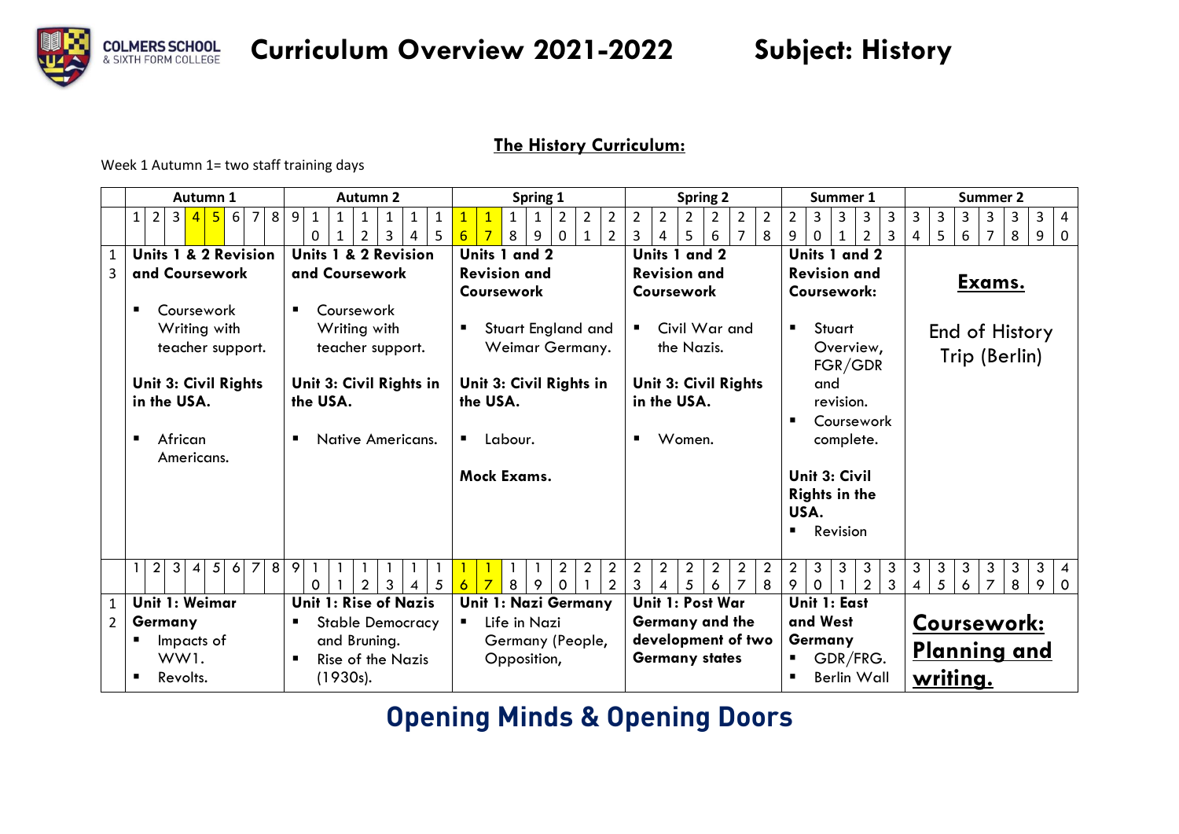# Curriculum Overview 2021-2022 Subject: History

## The History Curriculum:

Week 1 Autumn 1= two staff training days

| | Autumn 1 | Autumn 2 | Spring 1 | Spring 2 | Summer 1 | Summer 2 |
|---|---|---|---|---|---|---|
| | 1 2 3 4 5 6 7 8 | 9 10 11 12 13 14 15 | 16 17 18 19 20 21 22 | 23 24 25 26 27 28 | 29 30 31 32 33 | 34 35 36 37 38 39 40 |
| 13 | **Units 1 & 2 Revision and Coursework**<br>▪ Coursework Writing with teacher support.<br>**Unit 3: Civil Rights in the USA.**<br>▪ African Americans. | **Units 1 & 2 Revision and Coursework**<br>▪ Coursework Writing with teacher support.<br>**Unit 3: Civil Rights in the USA.**<br>▪ Native Americans. | **Units 1 and 2 Revision and Coursework**<br>▪ Stuart England and Weimar Germany.<br>**Unit 3: Civil Rights in the USA.**<br>▪ Labour.<br>**Mock Exams.** | **Units 1 and 2 Revision and Coursework**<br>▪ Civil War and the Nazis.<br>**Unit 3: Civil Rights in the USA.**<br>▪ Women. | **Units 1 and 2 Revision and Coursework:**<br>▪ Stuart Overview, FGR/GDR and revision.<br>▪ Coursework complete.<br>**Unit 3: Civil Rights in the USA.**<br>▪ Revision | **Exams.**<br>End of History Trip (Berlin) |
| | 1 2 3 4 5 6 7 8 | 9 10 11 12 13 14 15 | 16 17 18 19 20 21 22 | 23 24 25 26 27 28 | 29 30 31 32 33 | 34 35 36 37 38 39 40 |
| 12 | **Unit 1: Weimar Germany**<br>▪ Impacts of WW1.<br>▪ Revolts. | **Unit 1: Rise of Nazis**<br>▪ Stable Democracy and Bruning.<br>▪ Rise of the Nazis (1930s). | **Unit 1: Nazi Germany**<br>▪ Life in Nazi Germany (People, Opposition, | **Unit 1: Post War Germany and the development of two Germany states** | **Unit 1: East and West Germany**<br>▪ GDR/FRG.<br>▪ Berlin Wall | **Coursework: Planning and writing.** |

**Opening Minds & Opening Doors**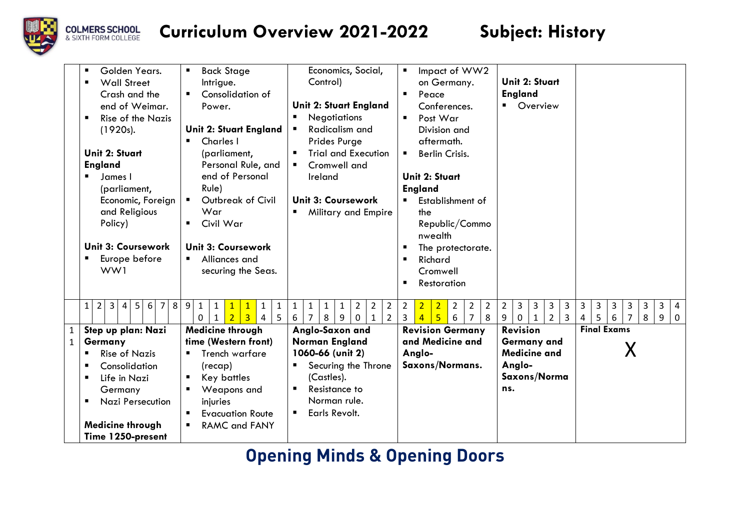# Curriculum Overview 2021-2022 — Subject: History

| | | | | | | |
|---|---|---|---|---|---|---|
| | ▪ Golden Years.<br>▪ Wall Street Crash and the end of Weimar.<br>▪ Rise of the Nazis (1920s).<br><br>**Unit 2: Stuart England**<br>▪ James I (parliament, Economic, Foreign and Religious Policy)<br><br>**Unit 3: Coursework**<br>▪ Europe before WW1 | ▪ Back Stage Intrigue.<br>▪ Consolidation of Power.<br><br>**Unit 2: Stuart England**<br>▪ Charles I (parliament, Personal Rule, and end of Personal Rule)<br>▪ Outbreak of Civil War<br>▪ Civil War<br><br>**Unit 3: Coursework**<br>▪ Alliances and securing the Seas. | Economics, Social, Control)<br><br>**Unit 2: Stuart England**<br>▪ Negotiations<br>▪ Radicalism and Prides Purge<br>▪ Trial and Execution<br>▪ Cromwell and Ireland<br><br>**Unit 3: Coursework**<br>▪ Military and Empire | ▪ Impact of WW2 on Germany.<br>▪ Peace Conferences.<br>▪ Post War Division and aftermath.<br>▪ Berlin Crisis.<br><br>**Unit 2: Stuart England**<br>▪ Establishment of the Republic/Commonwealth<br>▪ The protectorate.<br>▪ Richard Cromwell<br>▪ Restoration | **Unit 2: Stuart England**<br>▪ Overview | |
| | 1 2 3 4 5 6 7 8 | 9 10 11 12 13 14 15 | 16 17 18 19 20 21 22 | 23 24 25 26 27 28 | 29 30 31 32 33 | 34 35 36 37 38 39 40 |
| 11 | **Step up plan: Nazi Germany**<br>▪ Rise of Nazis<br>▪ Consolidation<br>▪ Life in Nazi Germany<br>▪ Nazi Persecution<br><br>**Medicine through Time 1250-present** | **Medicine through time (Western front)**<br>▪ Trench warfare (recap)<br>▪ Key battles<br>▪ Weapons and injuries<br>▪ Evacuation Route<br>▪ RAMC and FANY | **Anglo-Saxon and Norman England 1060-66 (unit 2)**<br>▪ Securing the Throne (Castles).<br>▪ Resistance to Norman rule.<br>▪ Earls Revolt. | **Revision Germany and Medicine and Anglo-Saxons/Normans.** | **Revision Germany and Medicine and Anglo-Saxons/Normans.** | **Final Exams**<br>X |

**Opening Minds & Opening Doors**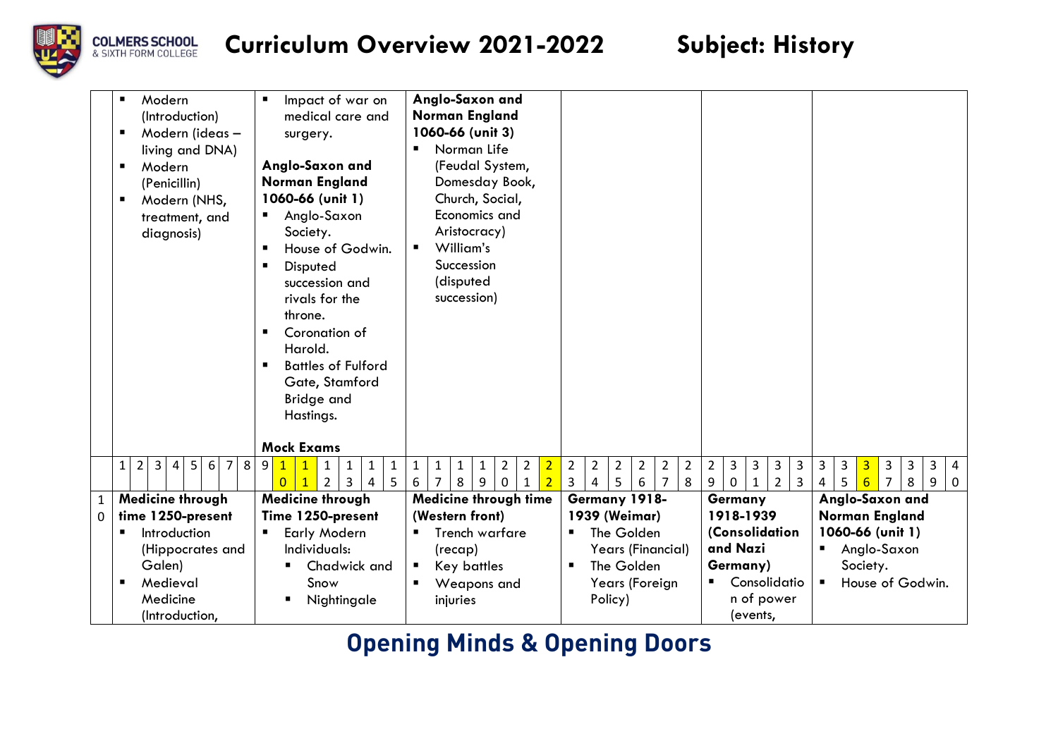# Curriculum Overview 2021-2022 Subject: History

| | | | | | | |
|---|---|---|---|---|---|---|
| | ▪ Modern (Introduction)<br>▪ Modern (ideas – living and DNA)<br>▪ Modern (Penicillin)<br>▪ Modern (NHS, treatment, and diagnosis) | ▪ Impact of war on medical care and surgery.<br><br>**Anglo-Saxon and Norman England 1060-66 (unit 1)**<br>▪ Anglo-Saxon Society.<br>▪ House of Godwin.<br>▪ Disputed succession and rivals for the throne.<br>▪ Coronation of Harold.<br>▪ Battles of Fulford Gate, Stamford Bridge and Hastings.<br><br>**Mock Exams** | **Anglo-Saxon and Norman England 1060-66 (unit 3)**<br>▪ Norman Life (Feudal System, Domesday Book, Church, Social, Economics and Aristocracy)<br>▪ William's Succession (disputed succession) | | | |
| | 1 2 3 4 5 6 7 8 | 9 10 11 12 13 14 15 | 16 17 18 19 20 21 22 | 23 24 25 26 27 28 | 29 30 31 32 33 | 34 35 36 37 38 39 40 |
| 10 | **Medicine through time 1250-present**<br>▪ Introduction (Hippocrates and Galen)<br>▪ Medieval Medicine (Introduction, | **Medicine through Time 1250-present**<br>▪ Early Modern Individuals:<br>&nbsp;&nbsp;▪ Chadwick and Snow<br>&nbsp;&nbsp;▪ Nightingale | **Medicine through time (Western front)**<br>▪ Trench warfare (recap)<br>▪ Key battles<br>▪ Weapons and injuries | **Germany 1918-1939 (Weimar)**<br>▪ The Golden Years (Financial)<br>▪ The Golden Years (Foreign Policy) | **Germany 1918-1939 (Consolidation and Nazi Germany)**<br>▪ Consolidation of power (events, | **Anglo-Saxon and Norman England 1060-66 (unit 1)**<br>▪ Anglo-Saxon Society.<br>▪ House of Godwin. |

**Opening Minds & Opening Doors**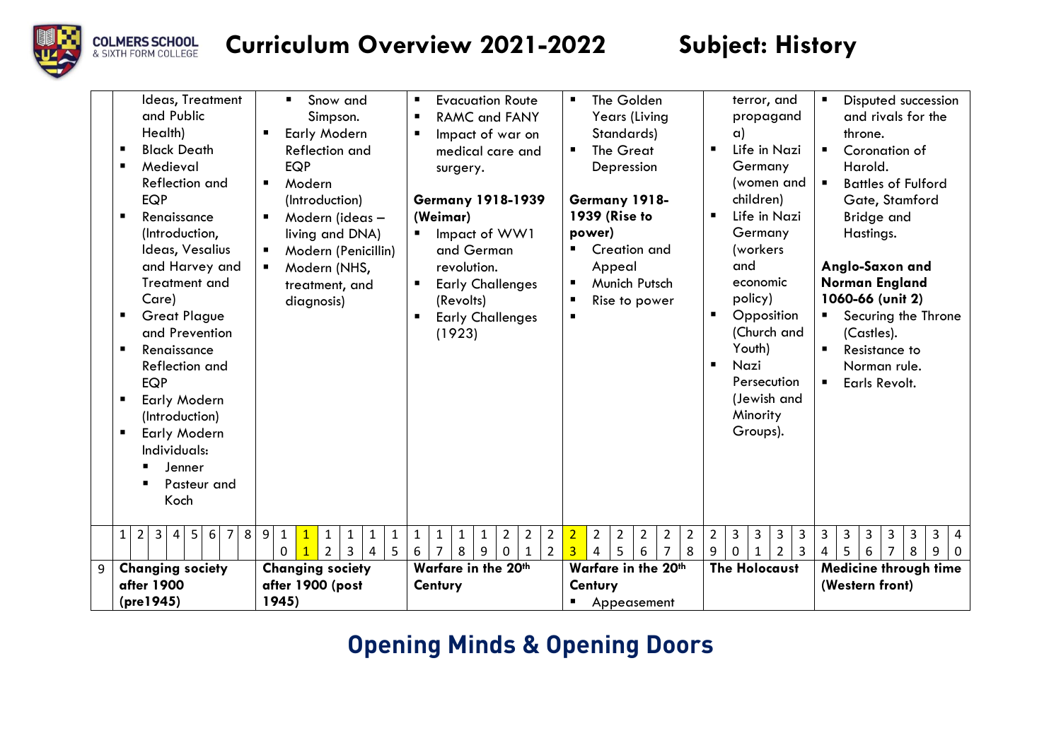# Curriculum Overview 2021-2022 Subject: History

| | | | | | | |
|---|---|---|---|---|---|---|
| | Ideas, Treatment and Public Health)<br>▪ Black Death<br>▪ Medieval Reflection and EQP<br>▪ Renaissance (Introduction, Ideas, Vesalius and Harvey and Treatment and Care)<br>▪ Great Plague and Prevention<br>▪ Renaissance Reflection and EQP<br>▪ Early Modern (Introduction)<br>▪ Early Modern Individuals:<br>  ▪ Jenner<br>  ▪ Pasteur and Koch | ▪ Snow and Simpson.<br>▪ Early Modern Reflection and EQP<br>▪ Modern (Introduction)<br>▪ Modern (ideas – living and DNA)<br>▪ Modern (Penicillin)<br>▪ Modern (NHS, treatment, and diagnosis) | ▪ Evacuation Route<br>▪ RAMC and FANY<br>▪ Impact of war on medical care and surgery.<br><br>**Germany 1918-1939 (Weimar)**<br>▪ Impact of WW1 and German revolution.<br>▪ Early Challenges (Revolts)<br>▪ Early Challenges (1923) | ▪ The Golden Years (Living Standards)<br>▪ The Great Depression<br><br>**Germany 1918-1939 (Rise to power)**<br>▪ Creation and Appeal<br>▪ Munich Putsch<br>▪ Rise to power<br>▪ | terror, and propaganda)<br>▪ Life in Nazi Germany (women and children)<br>▪ Life in Nazi Germany (workers and economic policy)<br>▪ Opposition (Church and Youth)<br>▪ Nazi Persecution (Jewish and Minority Groups). | ▪ Disputed succession and rivals for the throne.<br>▪ Coronation of Harold.<br>▪ Battles of Fulford Gate, Stamford Bridge and Hastings.<br><br>**Anglo-Saxon and Norman England 1060-66 (unit 2)**<br>▪ Securing the Throne (Castles).<br>▪ Resistance to Norman rule.<br>▪ Earls Revolt. |
| | 1 2 3 4 5 6 7 8 | 9 10 11 12 13 14 15 | 16 17 18 19 20 21 22 | 23 24 25 26 27 28 | 29 30 31 32 33 | 34 35 36 37 38 39 40 |
| 9 | **Changing society after 1900 (pre1945)** | **Changing society after 1900 (post 1945)** | **Warfare in the 20th Century** | **Warfare in the 20th Century**<br>▪ Appeasement | **The Holocaust** | **Medicine through time (Western front)** |

**Opening Minds & Opening Doors**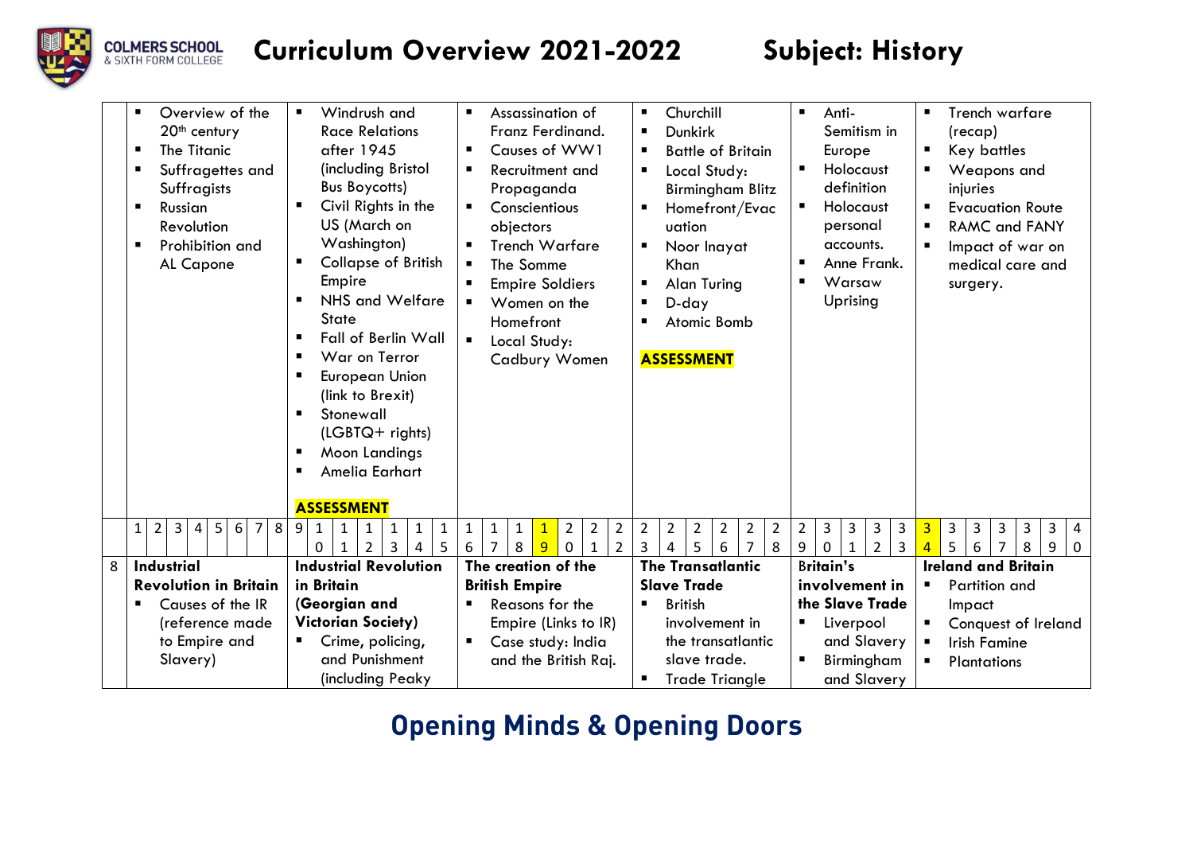# Curriculum Overview 2021-2022 Subject: History

| | | | | | | |
|---|---|---|---|---|---|---|
| | ▪ Overview of the 20th century<br>▪ The Titanic<br>▪ Suffragettes and Suffragists<br>▪ Russian Revolution<br>▪ Prohibition and AL Capone | ▪ Windrush and Race Relations after 1945 (including Bristol Bus Boycotts)<br>▪ Civil Rights in the US (March on Washington)<br>▪ Collapse of British Empire<br>▪ NHS and Welfare State<br>▪ Fall of Berlin Wall<br>▪ War on Terror<br>▪ European Union (link to Brexit)<br>▪ Stonewall (LGBTQ+ rights)<br>▪ Moon Landings<br>▪ Amelia Earhart<br><br>**ASSESSMENT** | ▪ Assassination of Franz Ferdinand.<br>▪ Causes of WW1<br>▪ Recruitment and Propaganda<br>▪ Conscientious objectors<br>▪ Trench Warfare<br>▪ The Somme<br>▪ Empire Soldiers<br>▪ Women on the Homefront<br>▪ Local Study: Cadbury Women | ▪ Churchill<br>▪ Dunkirk<br>▪ Battle of Britain<br>▪ Local Study: Birmingham Blitz<br>▪ Homefront/Evacuation<br>▪ Noor Inayat Khan<br>▪ Alan Turing<br>▪ D-day<br>▪ Atomic Bomb<br><br>**ASSESSMENT** | ▪ Anti-Semitism in Europe<br>▪ Holocaust definition<br>▪ Holocaust personal accounts.<br>▪ Anne Frank.<br>▪ Warsaw Uprising | ▪ Trench warfare (recap)<br>▪ Key battles<br>▪ Weapons and injuries<br>▪ Evacuation Route<br>▪ RAMC and FANY<br>▪ Impact of war on medical care and surgery. |
| | 1 2 3 4 5 6 7 8 | 9 10 11 12 13 14 15 | 16 17 18 19 20 21 22 | 23 24 25 26 27 28 | 29 30 31 32 33 | 34 35 36 37 38 39 40 |
| 8 | **Industrial Revolution in Britain**<br>▪ Causes of the IR (reference made to Empire and Slavery) | **Industrial Revolution in Britain (Georgian and Victorian Society)**<br>▪ Crime, policing, and Punishment (including Peaky | **The creation of the British Empire**<br>▪ Reasons for the Empire (Links to IR)<br>▪ Case study: India and the British Raj. | **The Transatlantic Slave Trade**<br>▪ British involvement in the transatlantic slave trade.<br>▪ Trade Triangle | **Britain's involvement in the Slave Trade**<br>▪ Liverpool and Slavery<br>▪ Birmingham and Slavery | **Ireland and Britain**<br>▪ Partition and Impact<br>▪ Conquest of Ireland<br>▪ Irish Famine<br>▪ Plantations |

**Opening Minds & Opening Doors**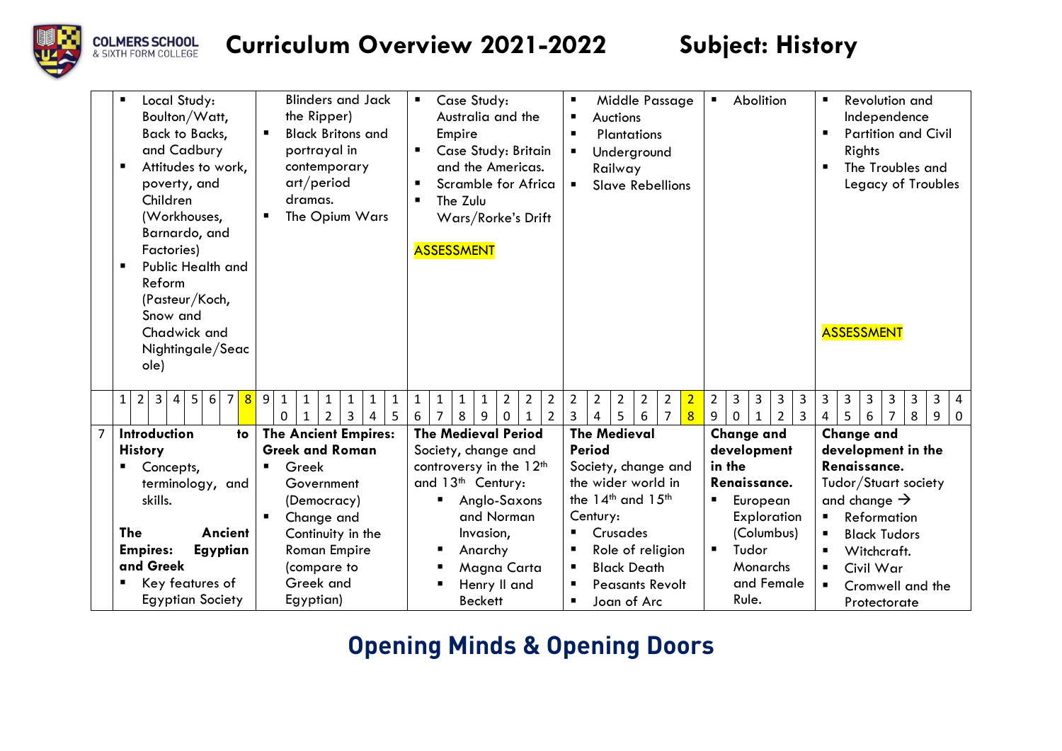# Curriculum Overview 2021-2022 Subject: History

| | | | | | | |
|---|---|---|---|---|---|---|
| | ▪ Local Study: Boulton/Watt, Back to Backs, and Cadbury<br>▪ Attitudes to work, poverty, and Children (Workhouses, Barnardo, and Factories)<br>▪ Public Health and Reform (Pasteur/Koch, Snow and Chadwick and Nightingale/Seacole) | Blinders and Jack the Ripper)<br>▪ Black Britons and portrayal in contemporary art/period dramas.<br>▪ The Opium Wars | ▪ Case Study: Australia and the Empire<br>▪ Case Study: Britain and the Americas.<br>▪ Scramble for Africa<br>▪ The Zulu Wars/Rorke's Drift<br><br>ASSESSMENT | ▪ Middle Passage<br>▪ Auctions<br>▪ Plantations<br>▪ Underground Railway<br>▪ Slave Rebellions | ▪ Abolition | ▪ Revolution and Independence<br>▪ Partition and Civil Rights<br>▪ The Troubles and Legacy of Troubles<br><br>ASSESSMENT |
| | 1 2 3 4 5 6 7 8 | 9 10 11 12 13 14 15 | 16 17 18 19 20 21 22 | 23 24 25 26 27 28 | 29 30 31 32 33 | 34 35 36 37 38 39 40 |
| 7 | **Introduction to History**<br>▪ Concepts, terminology, and skills.<br><br>**The Ancient Empires: Egyptian and Greek**<br>▪ Key features of Egyptian Society | **The Ancient Empires: Greek and Roman**<br>▪ Greek Government (Democracy)<br>▪ Change and Continuity in the Roman Empire (compare to Greek and Egyptian) | **The Medieval Period**<br>Society, change and controversy in the 12th and 13th Century:<br>▪ Anglo-Saxons and Norman Invasion,<br>▪ Anarchy<br>▪ Magna Carta<br>▪ Henry II and Beckett | **The Medieval Period**<br>Society, change and the wider world in the 14th and 15th Century:<br>▪ Crusades<br>▪ Role of religion<br>▪ Black Death<br>▪ Peasants Revolt<br>▪ Joan of Arc | **Change and development in the Renaissance.**<br>▪ European Exploration (Columbus)<br>▪ Tudor Monarchs and Female Rule. | **Change and development in the Renaissance.**<br>Tudor/Stuart society and change →<br>▪ Reformation<br>▪ Black Tudors<br>▪ Witchcraft.<br>▪ Civil War<br>▪ Cromwell and the Protectorate |

**Opening Minds & Opening Doors**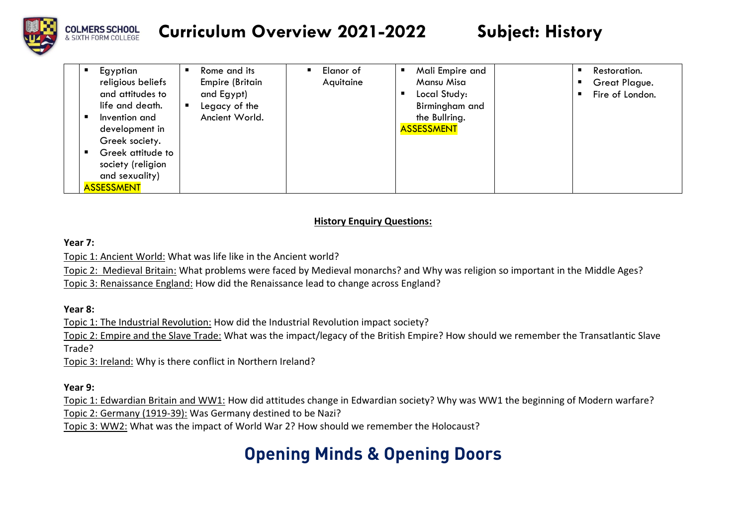| | | | | | | |
|---|---|---|---|---|---|---|
| | ▪ Egyptian religious beliefs and attitudes to life and death.<br>▪ Invention and development in Greek society.<br>▪ Greek attitude to society (religion and sexuality)<br>ASSESSMENT | ▪ Rome and its Empire (Britain and Egypt)<br>▪ Legacy of the Ancient World. | ▪ Elanor of Aquitaine | ▪ Mali Empire and Mansu Misa<br>▪ Local Study: Birmingham and the Bullring.<br>ASSESSMENT | | ▪ Restoration.<br>▪ Great Plague.<br>▪ Fire of London. |

**History Enquiry Questions:**

**Year 7:**

Topic 1: Ancient World: What was life like in the Ancient world?

Topic 2: Medieval Britain: What problems were faced by Medieval monarchs? and Why was religion so important in the Middle Ages?

Topic 3: Renaissance England: How did the Renaissance lead to change across England?

**Year 8:**

Topic 1: The Industrial Revolution: How did the Industrial Revolution impact society?

Topic 2: Empire and the Slave Trade: What was the impact/legacy of the British Empire? How should we remember the Transatlantic Slave Trade?

Topic 3: Ireland: Why is there conflict in Northern Ireland?

**Year 9:**

Topic 1: Edwardian Britain and WW1: How did attitudes change in Edwardian society? Why was WW1 the beginning of Modern warfare?

Topic 2: Germany (1919-39): Was Germany destined to be Nazi?

Topic 3: WW2: What was the impact of World War 2? How should we remember the Holocaust?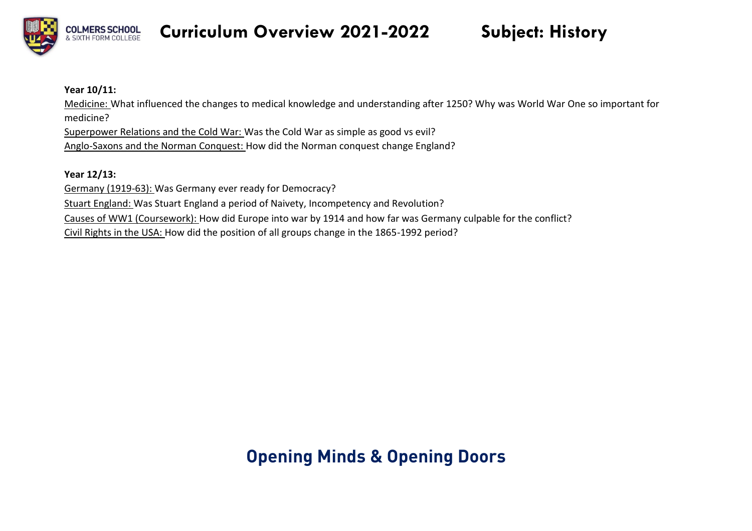# Curriculum Overview 2021-2022 Subject: History

**Year 10/11:**

Medicine: What influenced the changes to medical knowledge and understanding after 1250? Why was World War One so important for medicine?

Superpower Relations and the Cold War: Was the Cold War as simple as good vs evil?

Anglo-Saxons and the Norman Conquest: How did the Norman conquest change England?

**Year 12/13:**

Germany (1919-63): Was Germany ever ready for Democracy?

Stuart England: Was Stuart England a period of Naivety, Incompetency and Revolution?

Causes of WW1 (Coursework): How did Europe into war by 1914 and how far was Germany culpable for the conflict?

Civil Rights in the USA: How did the position of all groups change in the 1865-1992 period?

**Opening Minds & Opening Doors**